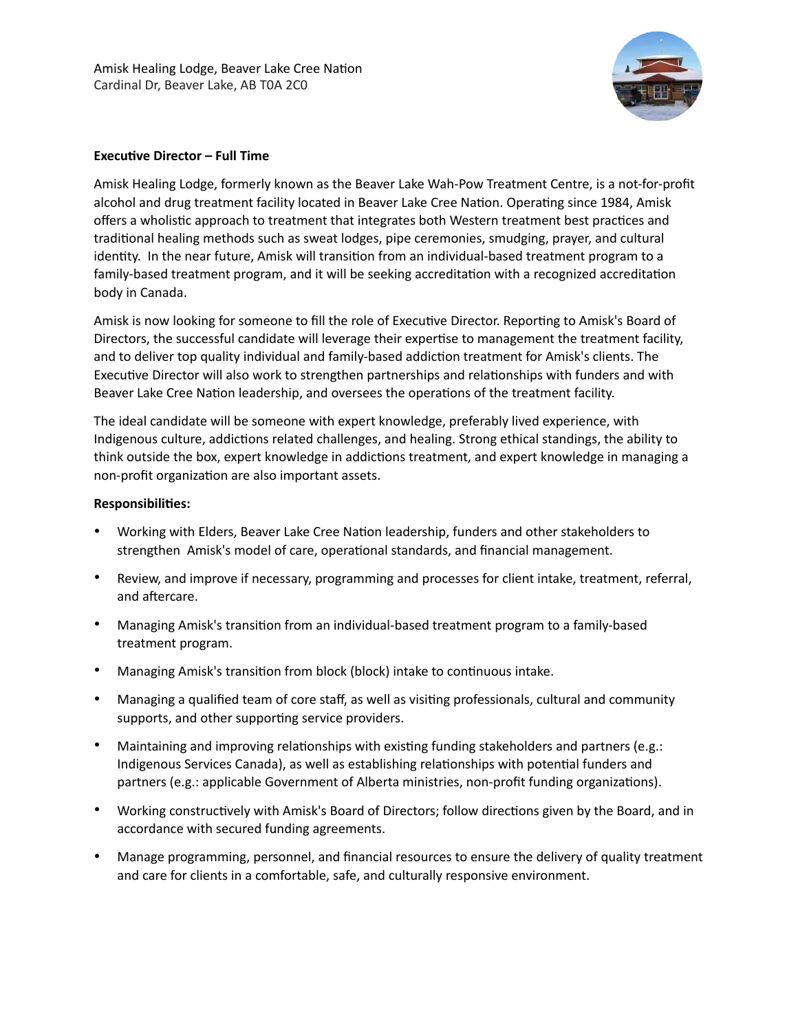Amisk Healing Lodge, Beaver Lake Cree Nation
Cardinal Dr, Beaver Lake, AB T0A 2C0

**Executive Director – Full Time**

Amisk Healing Lodge, formerly known as the Beaver Lake Wah-Pow Treatment Centre, is a not-for-profit alcohol and drug treatment facility located in Beaver Lake Cree Nation. Operating since 1984, Amisk offers a wholistic approach to treatment that integrates both Western treatment best practices and traditional healing methods such as sweat lodges, pipe ceremonies, smudging, prayer, and cultural identity. In the near future, Amisk will transition from an individual-based treatment program to a family-based treatment program, and it will be seeking accreditation with a recognized accreditation body in Canada.

Amisk is now looking for someone to fill the role of Executive Director. Reporting to Amisk's Board of Directors, the successful candidate will leverage their expertise to management the treatment facility, and to deliver top quality individual and family-based addiction treatment for Amisk's clients. The Executive Director will also work to strengthen partnerships and relationships with funders and with Beaver Lake Cree Nation leadership, and oversees the operations of the treatment facility.

The ideal candidate will be someone with expert knowledge, preferably lived experience, with Indigenous culture, addictions related challenges, and healing. Strong ethical standings, the ability to think outside the box, expert knowledge in addictions treatment, and expert knowledge in managing a non-profit organization are also important assets.

**Responsibilities:**

- Working with Elders, Beaver Lake Cree Nation leadership, funders and other stakeholders to strengthen Amisk's model of care, operational standards, and financial management.
- Review, and improve if necessary, programming and processes for client intake, treatment, referral, and aftercare.
- Managing Amisk's transition from an individual-based treatment program to a family-based treatment program.
- Managing Amisk's transition from block (block) intake to continuous intake.
- Managing a qualified team of core staff, as well as visiting professionals, cultural and community supports, and other supporting service providers.
- Maintaining and improving relationships with existing funding stakeholders and partners (e.g.: Indigenous Services Canada), as well as establishing relationships with potential funders and partners (e.g.: applicable Government of Alberta ministries, non-profit funding organizations).
- Working constructively with Amisk's Board of Directors; follow directions given by the Board, and in accordance with secured funding agreements.
- Manage programming, personnel, and financial resources to ensure the delivery of quality treatment and care for clients in a comfortable, safe, and culturally responsive environment.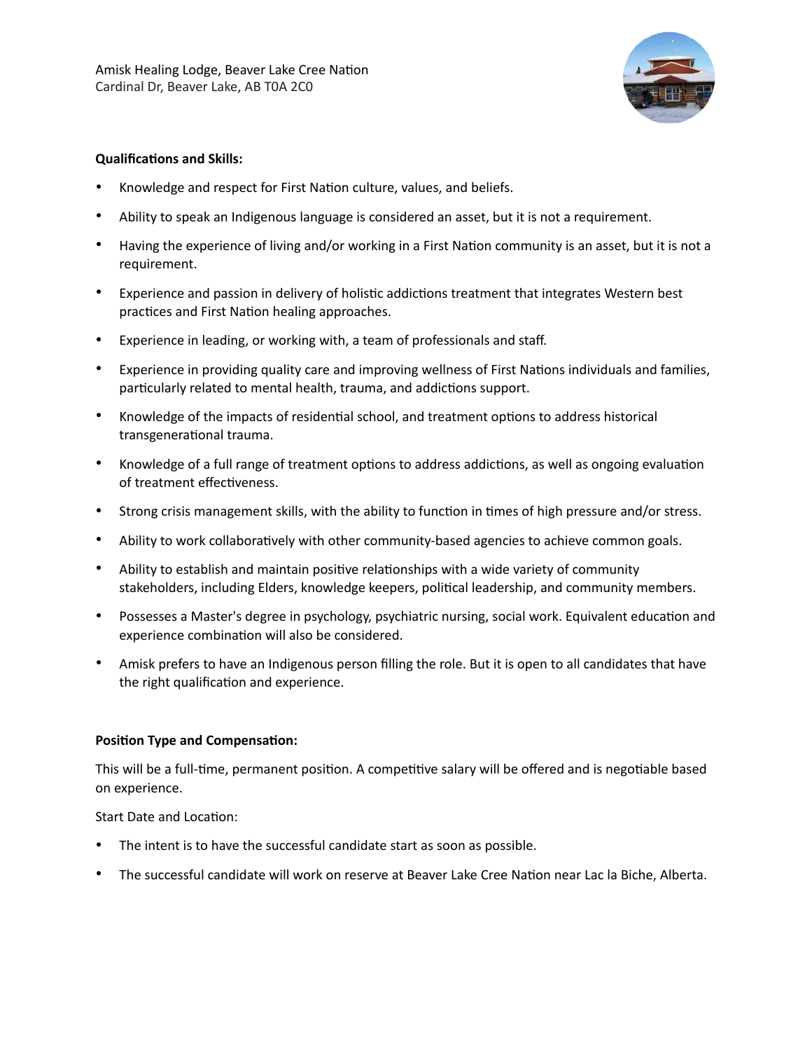Amisk Healing Lodge, Beaver Lake Cree Nation
Cardinal Dr, Beaver Lake, AB T0A 2C0

**Qualifications and Skills:**

- Knowledge and respect for First Nation culture, values, and beliefs.
- Ability to speak an Indigenous language is considered an asset, but it is not a requirement.
- Having the experience of living and/or working in a First Nation community is an asset, but it is not a requirement.
- Experience and passion in delivery of holistic addictions treatment that integrates Western best practices and First Nation healing approaches.
- Experience in leading, or working with, a team of professionals and staff.
- Experience in providing quality care and improving wellness of First Nations individuals and families, particularly related to mental health, trauma, and addictions support.
- Knowledge of the impacts of residential school, and treatment options to address historical transgenerational trauma.
- Knowledge of a full range of treatment options to address addictions, as well as ongoing evaluation of treatment effectiveness.
- Strong crisis management skills, with the ability to function in times of high pressure and/or stress.
- Ability to work collaboratively with other community-based agencies to achieve common goals.
- Ability to establish and maintain positive relationships with a wide variety of community stakeholders, including Elders, knowledge keepers, political leadership, and community members.
- Possesses a Master's degree in psychology, psychiatric nursing, social work. Equivalent education and experience combination will also be considered.
- Amisk prefers to have an Indigenous person filling the role. But it is open to all candidates that have the right qualification and experience.

**Position Type and Compensation:**

This will be a full-time, permanent position. A competitive salary will be offered and is negotiable based on experience.

Start Date and Location:

- The intent is to have the successful candidate start as soon as possible.
- The successful candidate will work on reserve at Beaver Lake Cree Nation near Lac la Biche, Alberta.